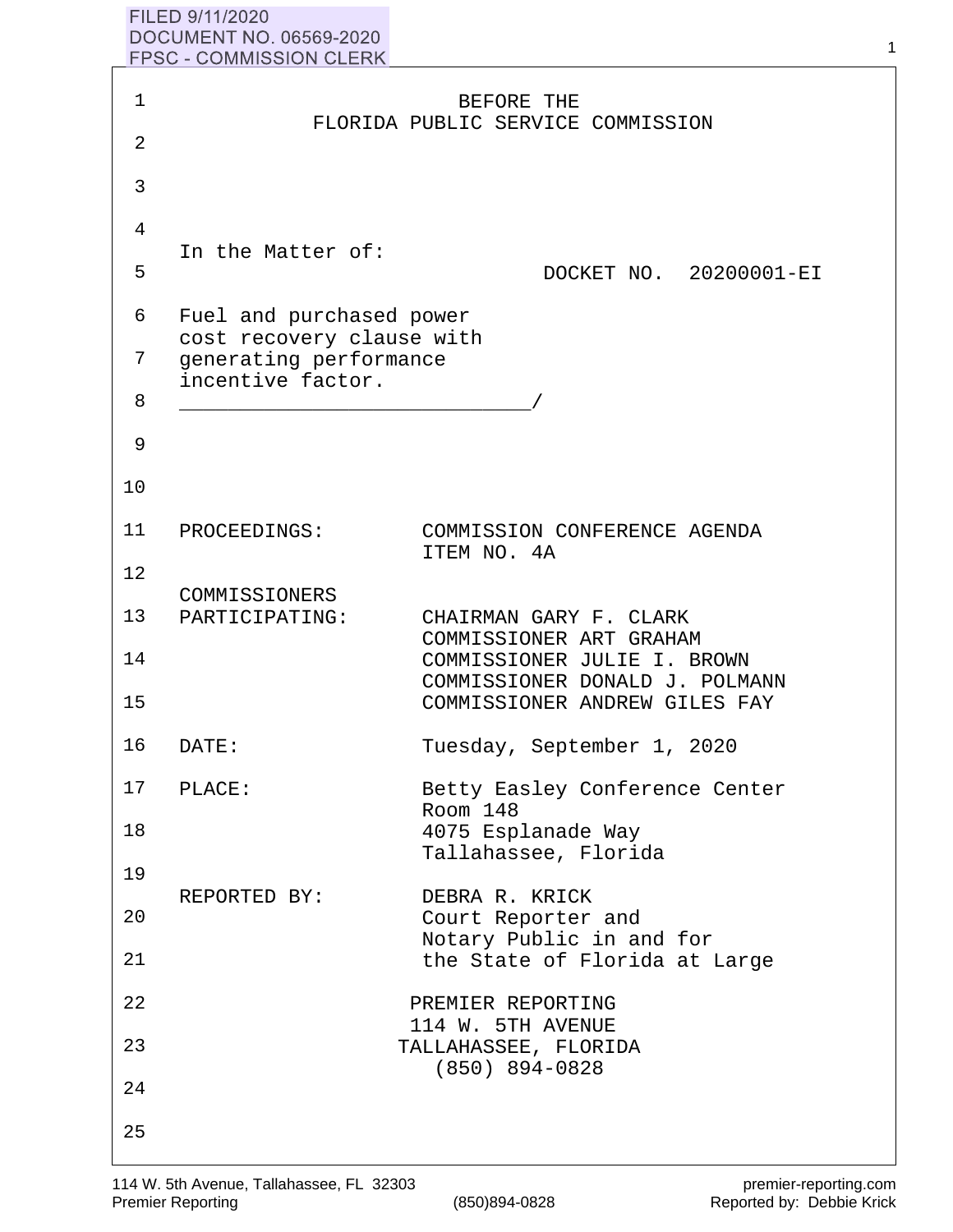FILED 9/11/2020
DOCUMENT NO. 06569-2020
FPSC - COMMISSION CLERK

BEFORE THE
FLORIDA PUBLIC SERVICE COMMISSION

In the Matter of:

DOCKET NO. 20200001-EI

Fuel and purchased power cost recovery clause with generating performance incentive factor.
_____________________________/

PROCEEDINGS: COMMISSION CONFERENCE AGENDA ITEM NO. 4A

COMMISSIONERS PARTICIPATING: CHAIRMAN GARY F. CLARK
COMMISSIONER ART GRAHAM
COMMISSIONER JULIE I. BROWN
COMMISSIONER DONALD J. POLMANN
COMMISSIONER ANDREW GILES FAY

DATE: Tuesday, September 1, 2020

PLACE: Betty Easley Conference Center
Room 148
4075 Esplanade Way
Tallahassee, Florida

REPORTED BY: DEBRA R. KRICK
Court Reporter and
Notary Public in and for
the State of Florida at Large

PREMIER REPORTING
114 W. 5TH AVENUE
TALLAHASSEE, FLORIDA
(850) 894-0828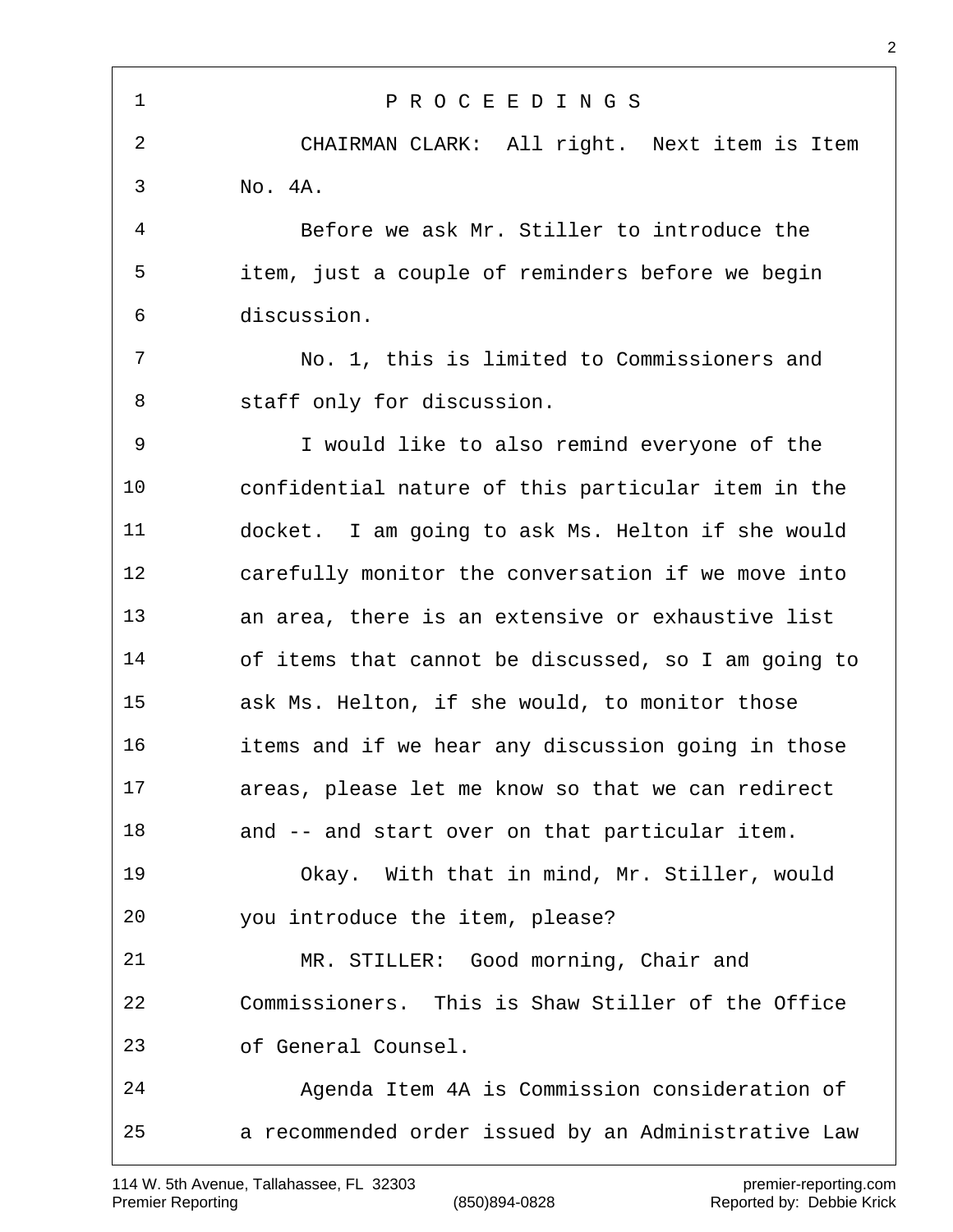P R O C E E D I N G S

CHAIRMAN CLARK: All right. Next item is Item No. 4A.

Before we ask Mr. Stiller to introduce the item, just a couple of reminders before we begin discussion.

No. 1, this is limited to Commissioners and staff only for discussion.

I would like to also remind everyone of the confidential nature of this particular item in the docket. I am going to ask Ms. Helton if she would carefully monitor the conversation if we move into an area, there is an extensive or exhaustive list of items that cannot be discussed, so I am going to ask Ms. Helton, if she would, to monitor those items and if we hear any discussion going in those areas, please let me know so that we can redirect and -- and start over on that particular item.

Okay. With that in mind, Mr. Stiller, would you introduce the item, please?

MR. STILLER: Good morning, Chair and Commissioners. This is Shaw Stiller of the Office of General Counsel.

Agenda Item 4A is Commission consideration of a recommended order issued by an Administrative Law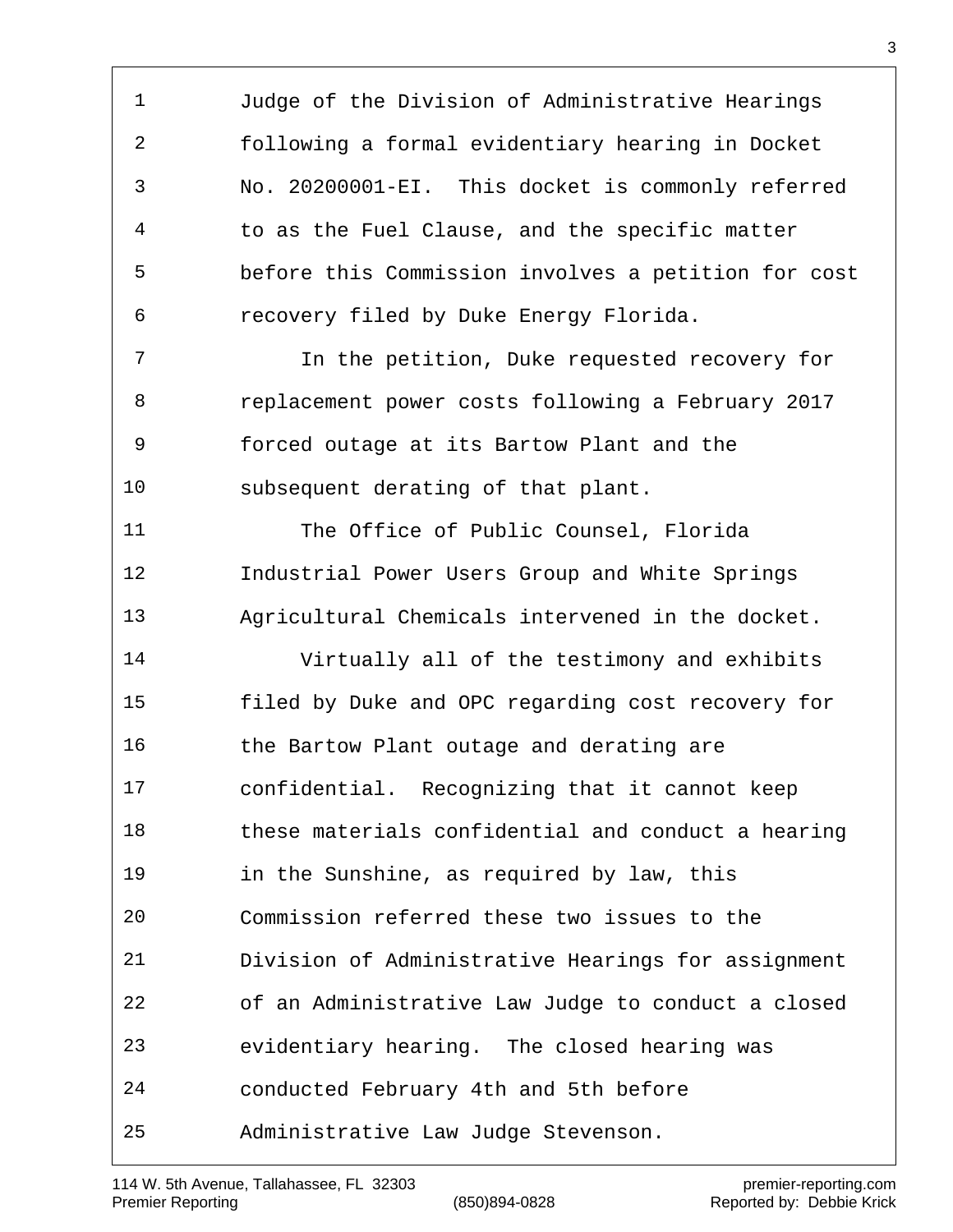Judge of the Division of Administrative Hearings following a formal evidentiary hearing in Docket No. 20200001-EI. This docket is commonly referred to as the Fuel Clause, and the specific matter before this Commission involves a petition for cost recovery filed by Duke Energy Florida.

In the petition, Duke requested recovery for replacement power costs following a February 2017 forced outage at its Bartow Plant and the subsequent derating of that plant.

The Office of Public Counsel, Florida Industrial Power Users Group and White Springs Agricultural Chemicals intervened in the docket.

Virtually all of the testimony and exhibits filed by Duke and OPC regarding cost recovery for the Bartow Plant outage and derating are confidential. Recognizing that it cannot keep these materials confidential and conduct a hearing in the Sunshine, as required by law, this Commission referred these two issues to the Division of Administrative Hearings for assignment of an Administrative Law Judge to conduct a closed evidentiary hearing. The closed hearing was conducted February 4th and 5th before Administrative Law Judge Stevenson.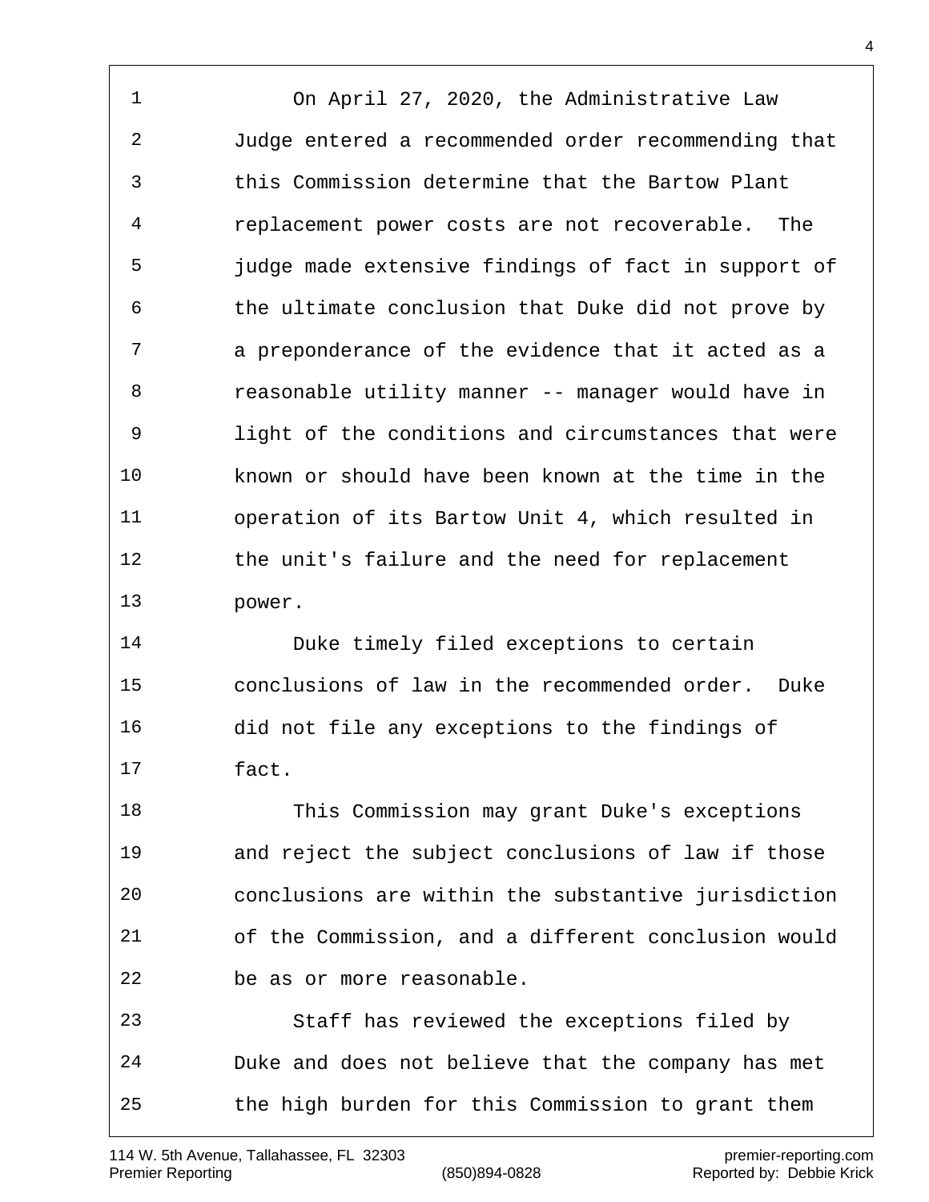On April 27, 2020, the Administrative Law Judge entered a recommended order recommending that this Commission determine that the Bartow Plant replacement power costs are not recoverable. The judge made extensive findings of fact in support of the ultimate conclusion that Duke did not prove by a preponderance of the evidence that it acted as a reasonable utility manner -- manager would have in light of the conditions and circumstances that were known or should have been known at the time in the operation of its Bartow Unit 4, which resulted in the unit's failure and the need for replacement power.

Duke timely filed exceptions to certain conclusions of law in the recommended order. Duke did not file any exceptions to the findings of fact.

This Commission may grant Duke's exceptions and reject the subject conclusions of law if those conclusions are within the substantive jurisdiction of the Commission, and a different conclusion would be as or more reasonable.

Staff has reviewed the exceptions filed by Duke and does not believe that the company has met the high burden for this Commission to grant them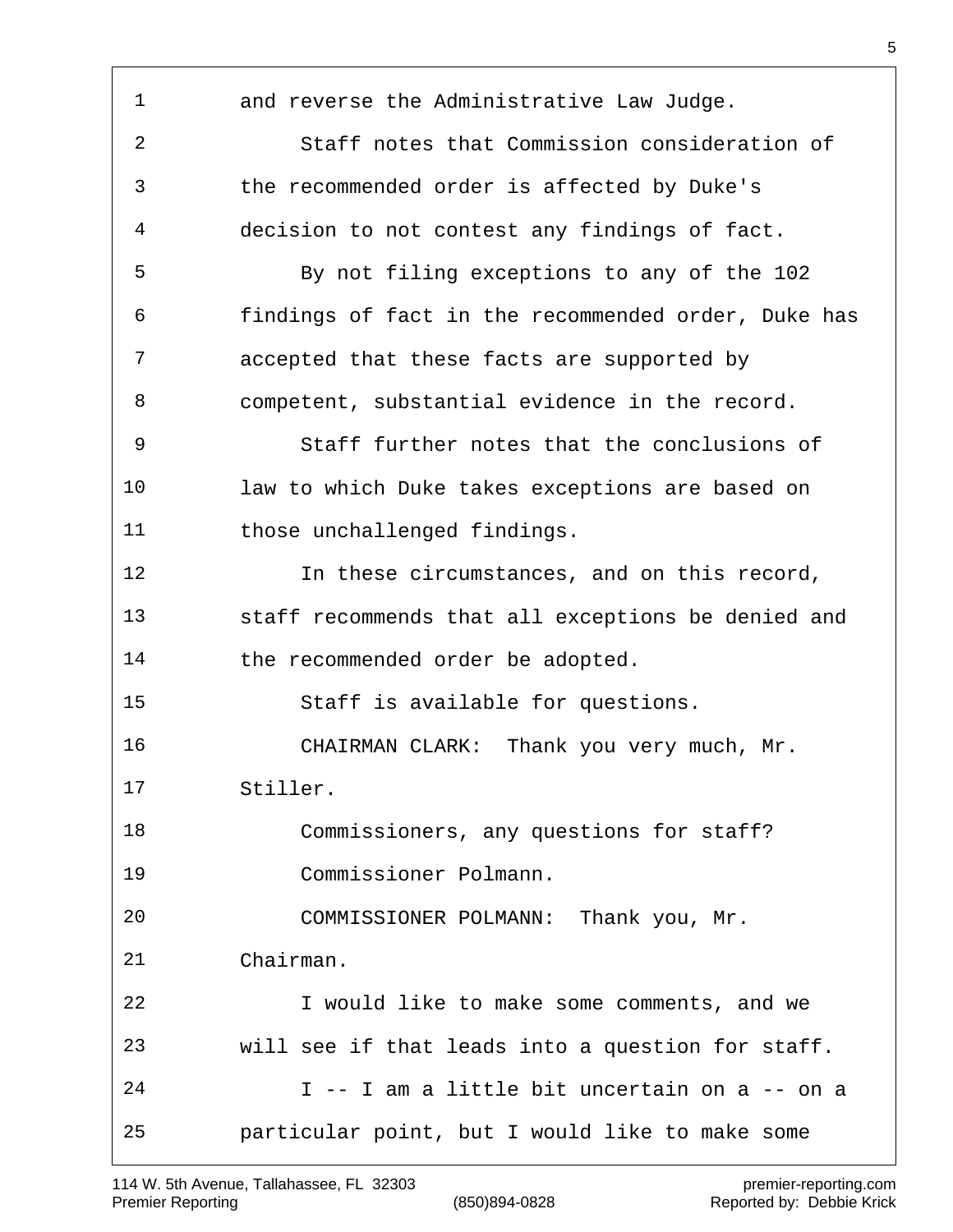and reverse the Administrative Law Judge.

Staff notes that Commission consideration of the recommended order is affected by Duke's decision to not contest any findings of fact.

By not filing exceptions to any of the 102 findings of fact in the recommended order, Duke has accepted that these facts are supported by competent, substantial evidence in the record.

Staff further notes that the conclusions of law to which Duke takes exceptions are based on those unchallenged findings.

In these circumstances, and on this record, staff recommends that all exceptions be denied and the recommended order be adopted.

Staff is available for questions.

CHAIRMAN CLARK: Thank you very much, Mr. Stiller.

Commissioners, any questions for staff?

Commissioner Polmann.

COMMISSIONER POLMANN: Thank you, Mr. Chairman.

I would like to make some comments, and we will see if that leads into a question for staff.

I -- I am a little bit uncertain on a -- on a particular point, but I would like to make some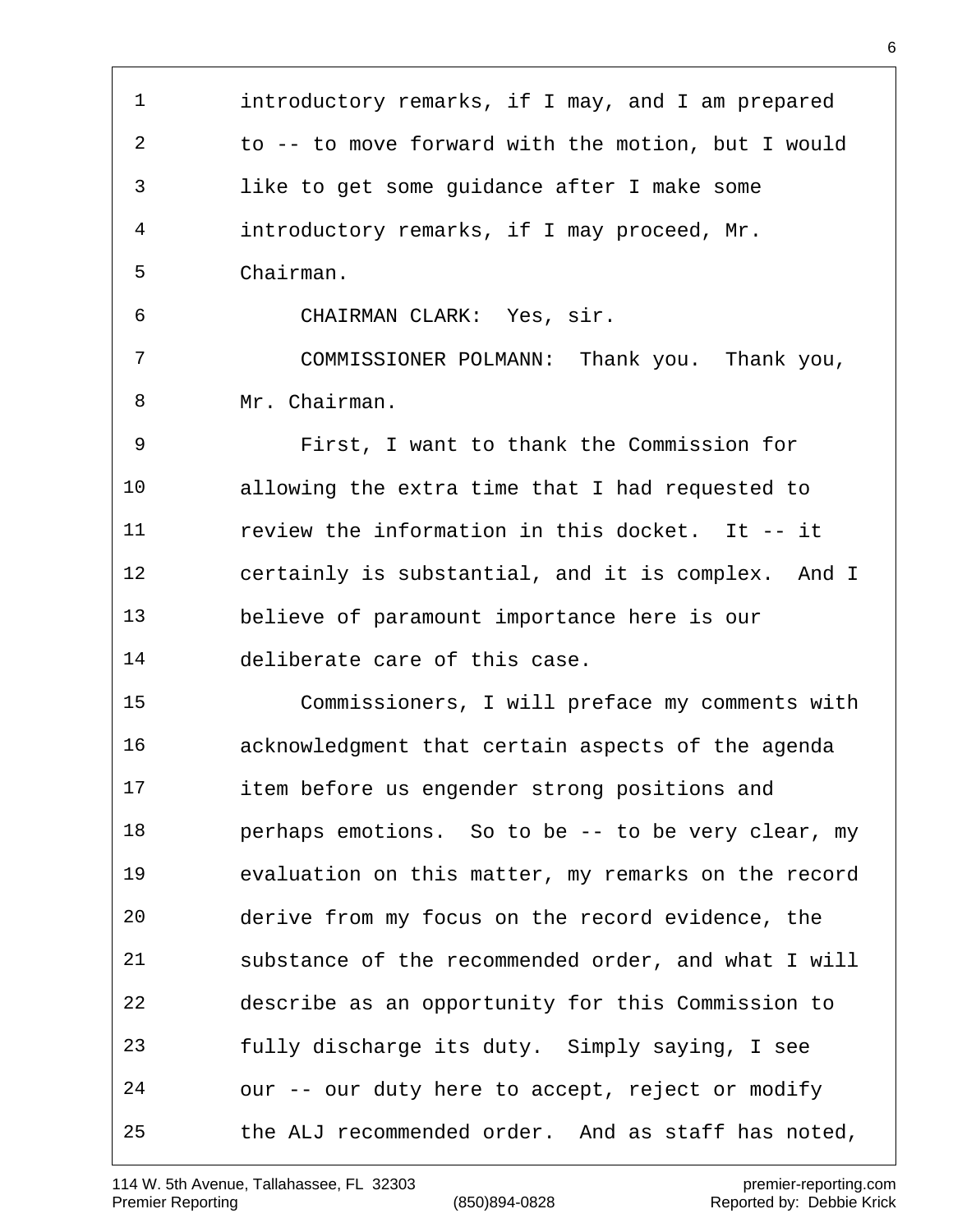introductory remarks, if I may, and I am prepared to -- to move forward with the motion, but I would like to get some guidance after I make some introductory remarks, if I may proceed, Mr. Chairman.

CHAIRMAN CLARK: Yes, sir.

COMMISSIONER POLMANN: Thank you. Thank you, Mr. Chairman.

First, I want to thank the Commission for allowing the extra time that I had requested to review the information in this docket. It -- it certainly is substantial, and it is complex. And I believe of paramount importance here is our deliberate care of this case.

Commissioners, I will preface my comments with acknowledgment that certain aspects of the agenda item before us engender strong positions and perhaps emotions. So to be -- to be very clear, my evaluation on this matter, my remarks on the record derive from my focus on the record evidence, the substance of the recommended order, and what I will describe as an opportunity for this Commission to fully discharge its duty. Simply saying, I see our -- our duty here to accept, reject or modify the ALJ recommended order. And as staff has noted,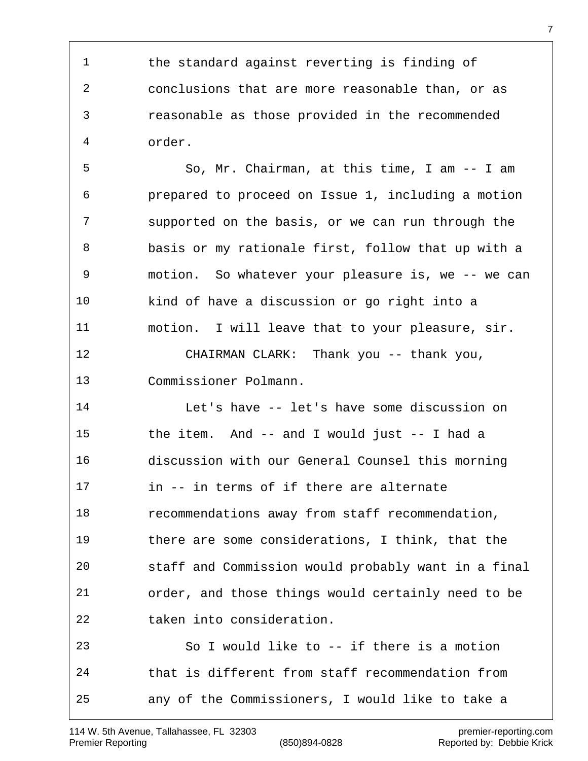the standard against reverting is finding of conclusions that are more reasonable than, or as reasonable as those provided in the recommended order.

So, Mr. Chairman, at this time, I am -- I am prepared to proceed on Issue 1, including a motion supported on the basis, or we can run through the basis or my rationale first, follow that up with a motion. So whatever your pleasure is, we -- we can kind of have a discussion or go right into a motion. I will leave that to your pleasure, sir.

CHAIRMAN CLARK: Thank you -- thank you, Commissioner Polmann.

Let's have -- let's have some discussion on the item. And -- and I would just -- I had a discussion with our General Counsel this morning in -- in terms of if there are alternate recommendations away from staff recommendation, there are some considerations, I think, that the staff and Commission would probably want in a final order, and those things would certainly need to be taken into consideration.

So I would like to -- if there is a motion that is different from staff recommendation from any of the Commissioners, I would like to take a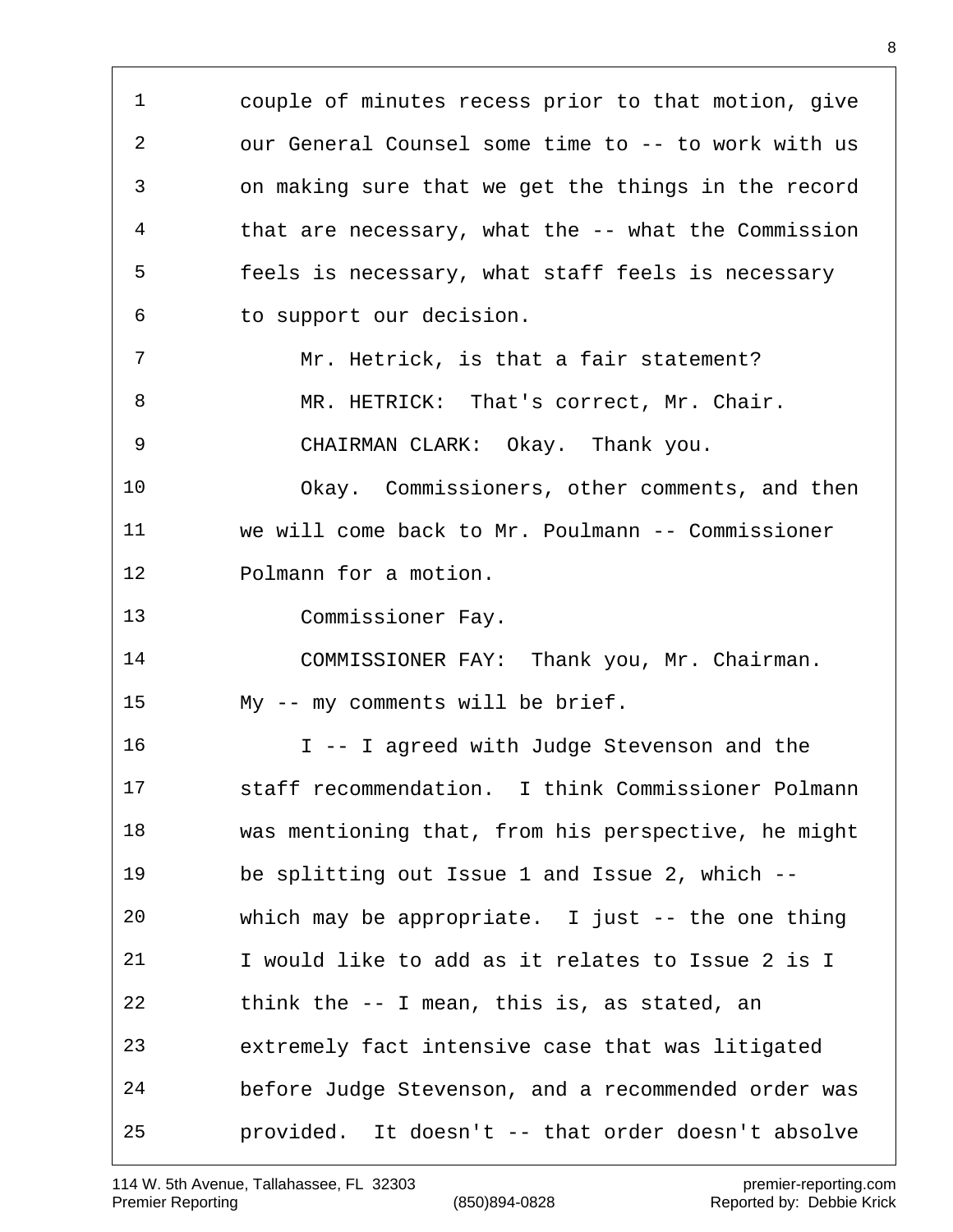1 couple of minutes recess prior to that motion, give
2 our General Counsel some time to -- to work with us
3 on making sure that we get the things in the record
4 that are necessary, what the -- what the Commission
5 feels is necessary, what staff feels is necessary
6 to support our decision.
7 Mr. Hetrick, is that a fair statement?
8 MR. HETRICK: That's correct, Mr. Chair.
9 CHAIRMAN CLARK: Okay. Thank you.
10 Okay. Commissioners, other comments, and then
11 we will come back to Mr. Poulmann -- Commissioner
12 Polmann for a motion.
13 Commissioner Fay.
14 COMMISSIONER FAY: Thank you, Mr. Chairman.
15 My -- my comments will be brief.
16 I -- I agreed with Judge Stevenson and the
17 staff recommendation. I think Commissioner Polmann
18 was mentioning that, from his perspective, he might
19 be splitting out Issue 1 and Issue 2, which --
20 which may be appropriate. I just -- the one thing
21 I would like to add as it relates to Issue 2 is I
22 think the -- I mean, this is, as stated, an
23 extremely fact intensive case that was litigated
24 before Judge Stevenson, and a recommended order was
25 provided. It doesn't -- that order doesn't absolve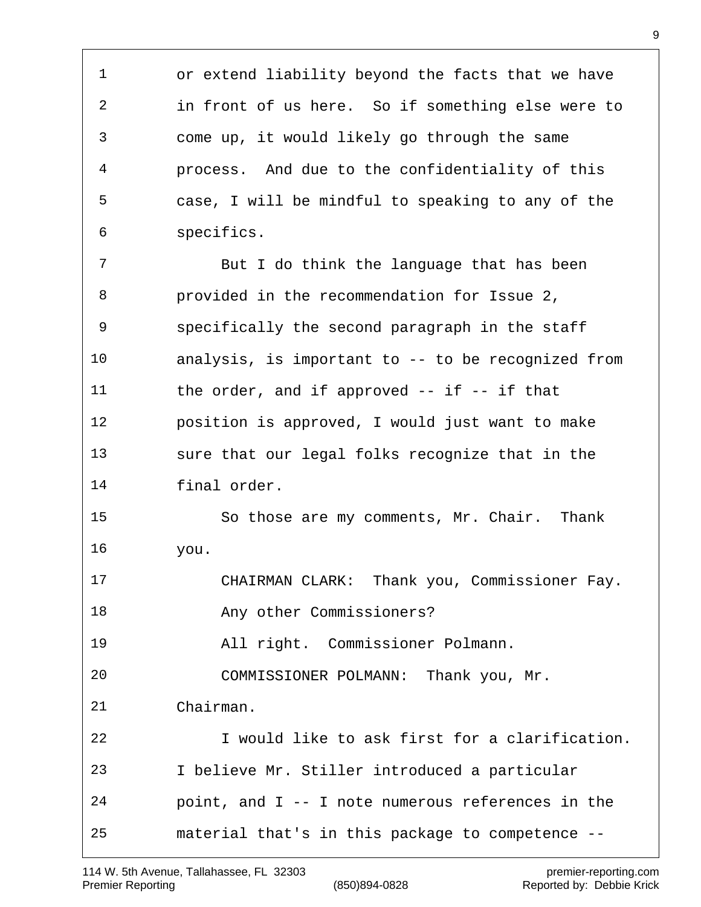or extend liability beyond the facts that we have in front of us here. So if something else were to come up, it would likely go through the same process. And due to the confidentiality of this case, I will be mindful to speaking to any of the specifics.

But I do think the language that has been provided in the recommendation for Issue 2, specifically the second paragraph in the staff analysis, is important to -- to be recognized from the order, and if approved -- if -- if that position is approved, I would just want to make sure that our legal folks recognize that in the final order.

So those are my comments, Mr. Chair. Thank you.

CHAIRMAN CLARK: Thank you, Commissioner Fay.

Any other Commissioners?

All right. Commissioner Polmann.

COMMISSIONER POLMANN: Thank you, Mr. Chairman.

I would like to ask first for a clarification. I believe Mr. Stiller introduced a particular point, and I -- I note numerous references in the material that's in this package to competence --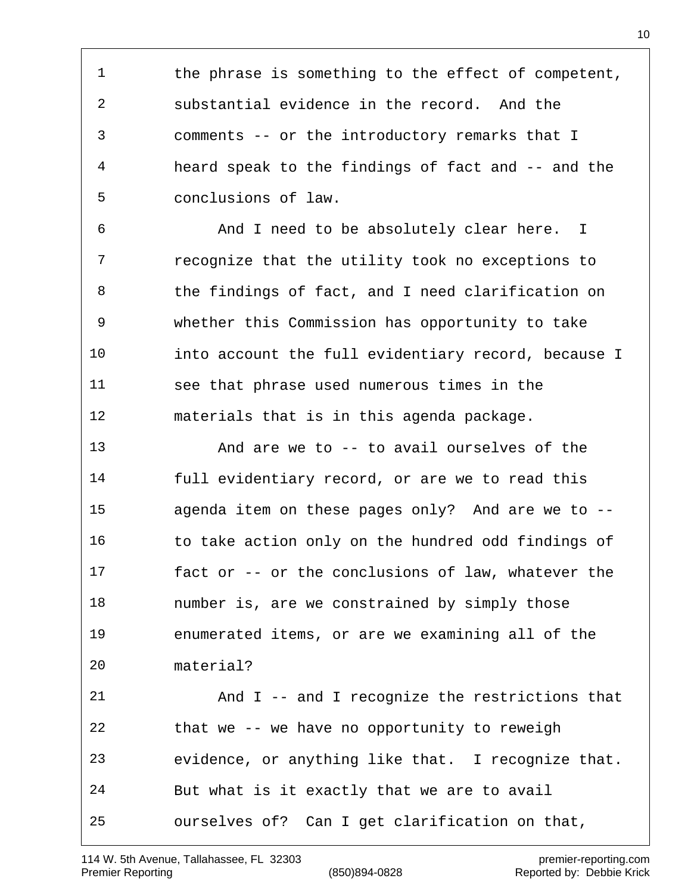the phrase is something to the effect of competent, substantial evidence in the record. And the comments -- or the introductory remarks that I heard speak to the findings of fact and -- and the conclusions of law.

And I need to be absolutely clear here. I recognize that the utility took no exceptions to the findings of fact, and I need clarification on whether this Commission has opportunity to take into account the full evidentiary record, because I see that phrase used numerous times in the materials that is in this agenda package.

And are we to -- to avail ourselves of the full evidentiary record, or are we to read this agenda item on these pages only? And are we to -- to take action only on the hundred odd findings of fact or -- or the conclusions of law, whatever the number is, are we constrained by simply those enumerated items, or are we examining all of the material?

And I -- and I recognize the restrictions that that we -- we have no opportunity to reweigh evidence, or anything like that. I recognize that. But what is it exactly that we are to avail ourselves of? Can I get clarification on that,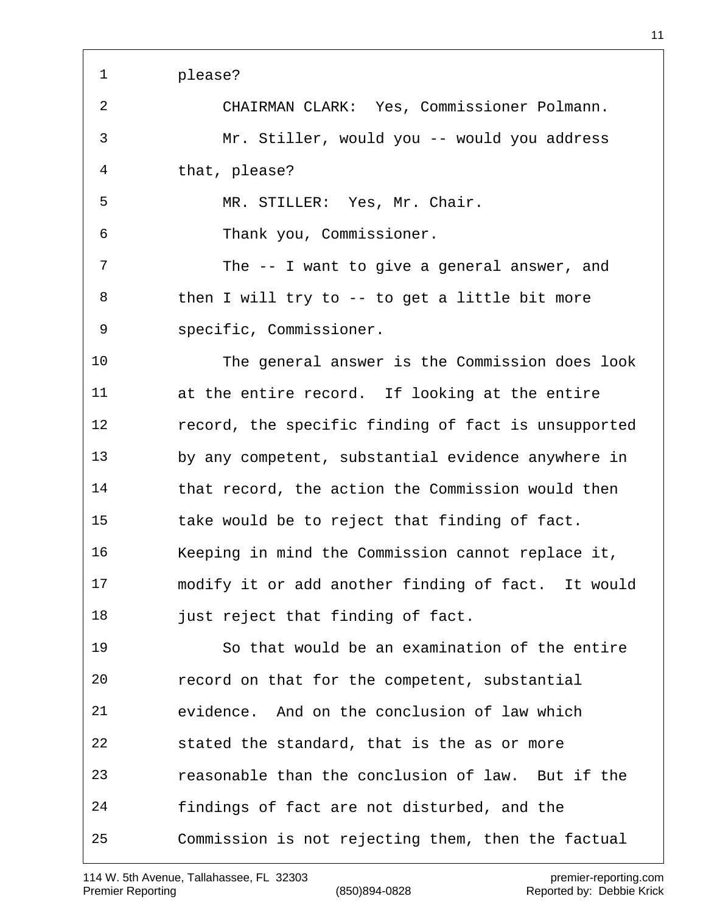please?

CHAIRMAN CLARK: Yes, Commissioner Polmann.

Mr. Stiller, would you -- would you address that, please?

MR. STILLER: Yes, Mr. Chair.

Thank you, Commissioner.

The -- I want to give a general answer, and then I will try to -- to get a little bit more specific, Commissioner.

The general answer is the Commission does look at the entire record. If looking at the entire record, the specific finding of fact is unsupported by any competent, substantial evidence anywhere in that record, the action the Commission would then take would be to reject that finding of fact. Keeping in mind the Commission cannot replace it, modify it or add another finding of fact. It would just reject that finding of fact.

So that would be an examination of the entire record on that for the competent, substantial evidence. And on the conclusion of law which stated the standard, that is the as or more reasonable than the conclusion of law. But if the findings of fact are not disturbed, and the Commission is not rejecting them, then the factual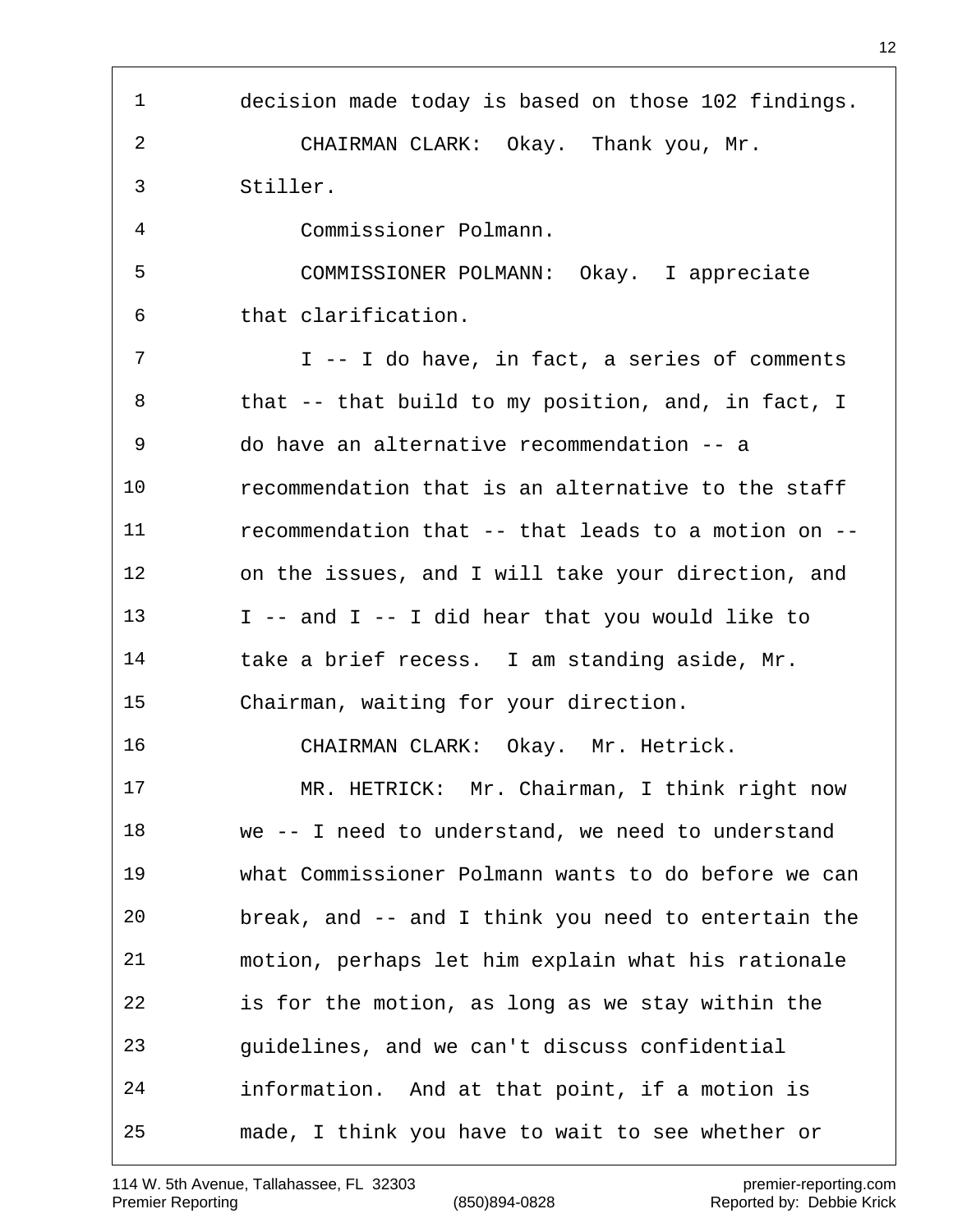decision made today is based on those 102 findings.

CHAIRMAN CLARK: Okay. Thank you, Mr. Stiller.

Commissioner Polmann.

COMMISSIONER POLMANN: Okay. I appreciate that clarification.

I -- I do have, in fact, a series of comments that -- that build to my position, and, in fact, I do have an alternative recommendation -- a recommendation that is an alternative to the staff recommendation that -- that leads to a motion on -- on the issues, and I will take your direction, and I -- and I -- I did hear that you would like to take a brief recess. I am standing aside, Mr. Chairman, waiting for your direction.

CHAIRMAN CLARK: Okay. Mr. Hetrick.

MR. HETRICK: Mr. Chairman, I think right now we -- I need to understand, we need to understand what Commissioner Polmann wants to do before we can break, and -- and I think you need to entertain the motion, perhaps let him explain what his rationale is for the motion, as long as we stay within the guidelines, and we can't discuss confidential information. And at that point, if a motion is made, I think you have to wait to see whether or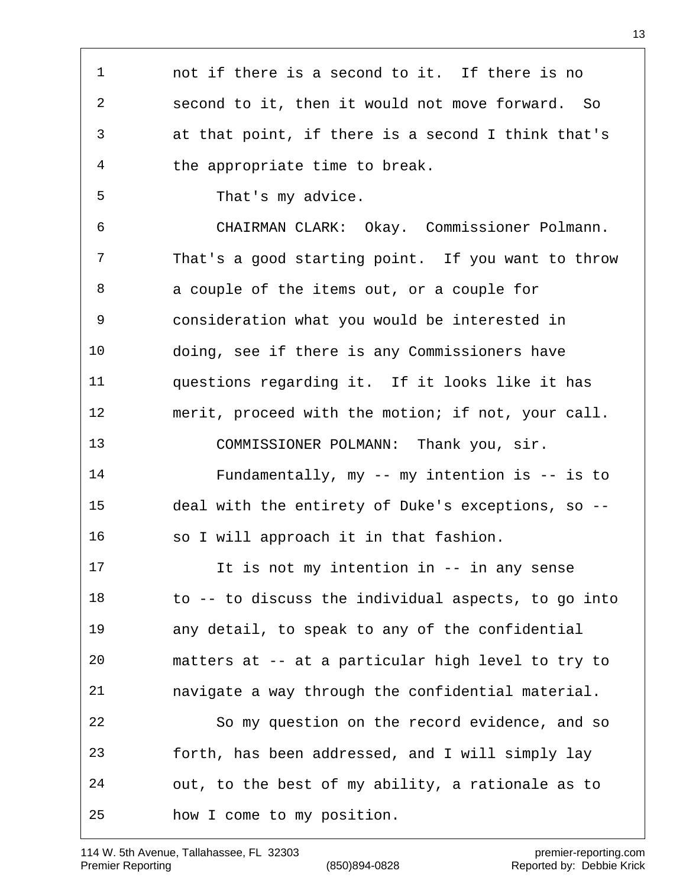not if there is a second to it. If there is no second to it, then it would not move forward. So at that point, if there is a second I think that's the appropriate time to break.

That's my advice.

CHAIRMAN CLARK: Okay. Commissioner Polmann. That's a good starting point. If you want to throw a couple of the items out, or a couple for consideration what you would be interested in doing, see if there is any Commissioners have questions regarding it. If it looks like it has merit, proceed with the motion; if not, your call.

COMMISSIONER POLMANN: Thank you, sir.

Fundamentally, my -- my intention is -- is to deal with the entirety of Duke's exceptions, so -- so I will approach it in that fashion.

It is not my intention in -- in any sense to -- to discuss the individual aspects, to go into any detail, to speak to any of the confidential matters at -- at a particular high level to try to navigate a way through the confidential material.

So my question on the record evidence, and so forth, has been addressed, and I will simply lay out, to the best of my ability, a rationale as to how I come to my position.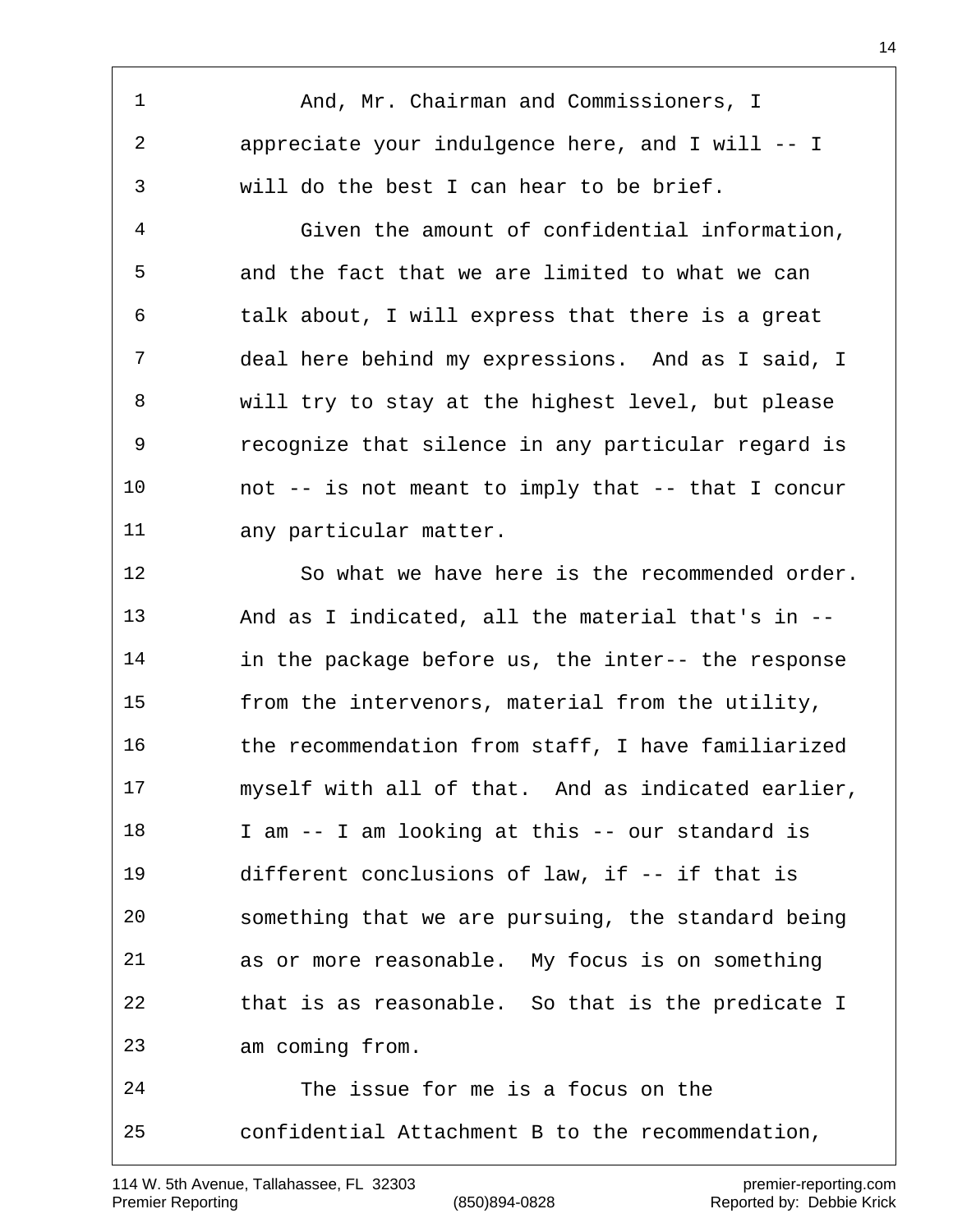And, Mr. Chairman and Commissioners, I appreciate your indulgence here, and I will -- I will do the best I can hear to be brief.

Given the amount of confidential information, and the fact that we are limited to what we can talk about, I will express that there is a great deal here behind my expressions. And as I said, I will try to stay at the highest level, but please recognize that silence in any particular regard is not -- is not meant to imply that -- that I concur any particular matter.

So what we have here is the recommended order. And as I indicated, all the material that's in -- in the package before us, the inter-- the response from the intervenors, material from the utility, the recommendation from staff, I have familiarized myself with all of that. And as indicated earlier, I am -- I am looking at this -- our standard is different conclusions of law, if -- if that is something that we are pursuing, the standard being as or more reasonable. My focus is on something that is as reasonable. So that is the predicate I am coming from.

The issue for me is a focus on the confidential Attachment B to the recommendation,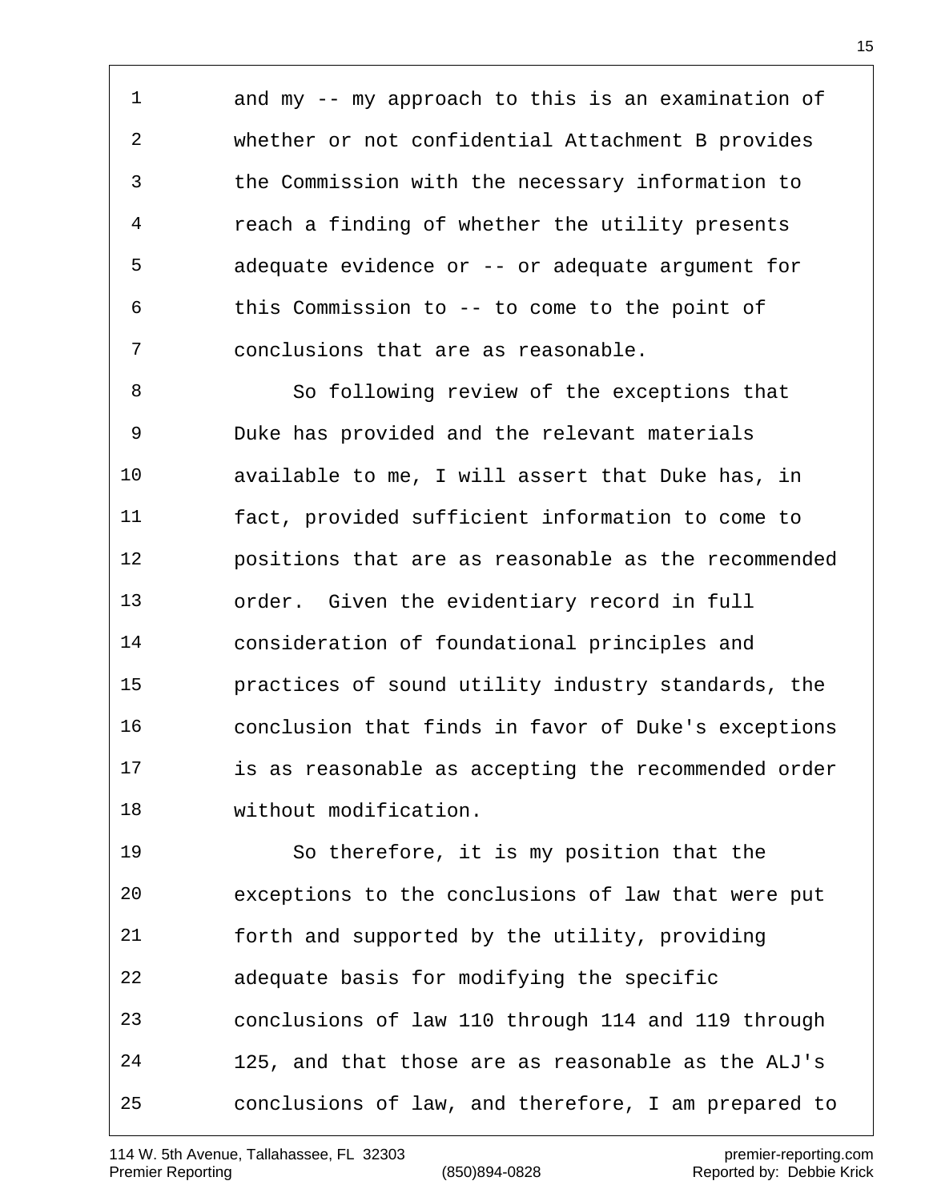1 and my -- my approach to this is an examination of
2 whether or not confidential Attachment B provides
3 the Commission with the necessary information to
4 reach a finding of whether the utility presents
5 adequate evidence or -- or adequate argument for
6 this Commission to -- to come to the point of
7 conclusions that are as reasonable.
8 So following review of the exceptions that
9 Duke has provided and the relevant materials
10 available to me, I will assert that Duke has, in
11 fact, provided sufficient information to come to
12 positions that are as reasonable as the recommended
13 order. Given the evidentiary record in full
14 consideration of foundational principles and
15 practices of sound utility industry standards, the
16 conclusion that finds in favor of Duke's exceptions
17 is as reasonable as accepting the recommended order
18 without modification.
19 So therefore, it is my position that the
20 exceptions to the conclusions of law that were put
21 forth and supported by the utility, providing
22 adequate basis for modifying the specific
23 conclusions of law 110 through 114 and 119 through
24 125, and that those are as reasonable as the ALJ's
25 conclusions of law, and therefore, I am prepared to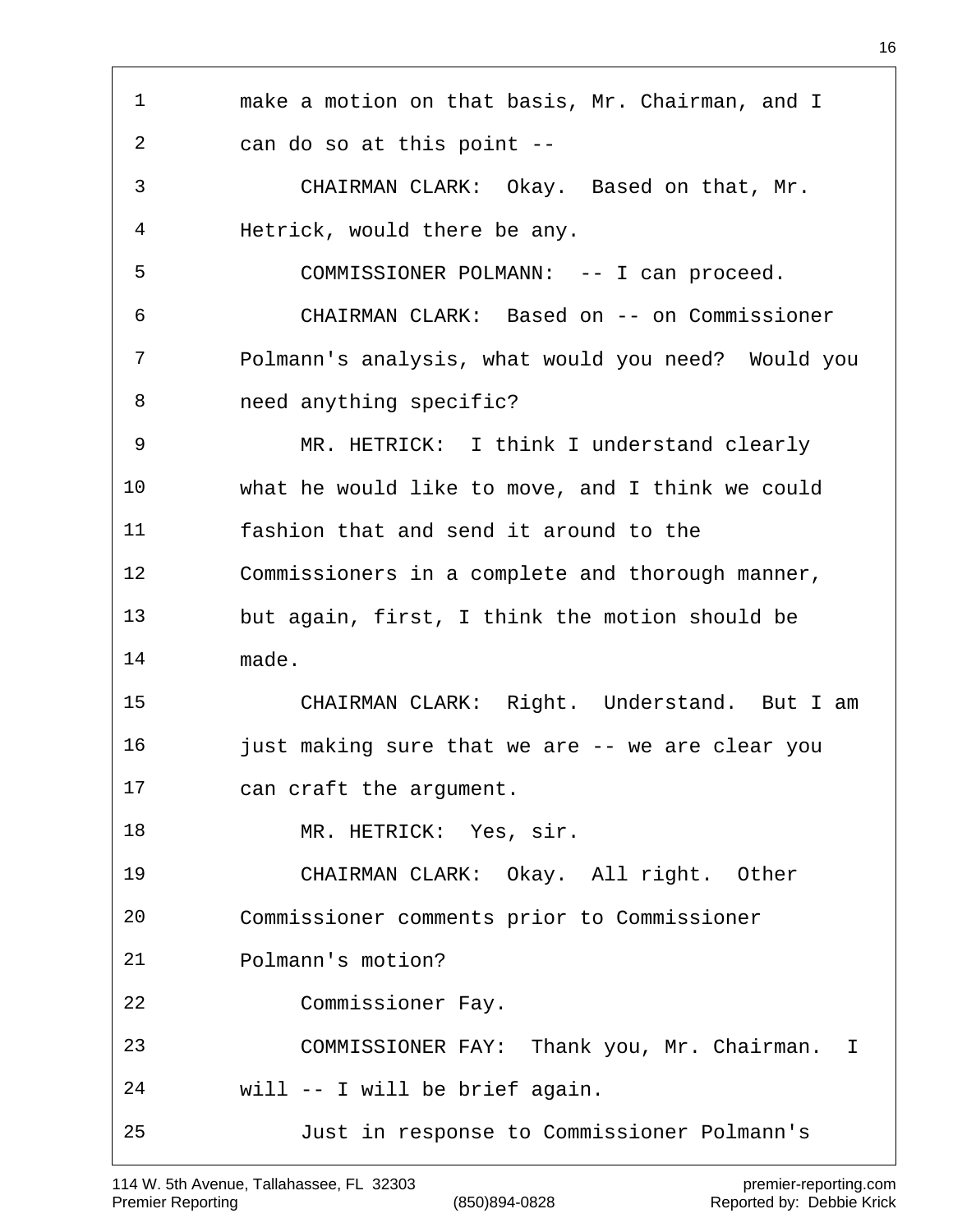make a motion on that basis, Mr. Chairman, and I can do so at this point --

CHAIRMAN CLARK: Okay. Based on that, Mr. Hetrick, would there be any.

COMMISSIONER POLMANN: -- I can proceed.

CHAIRMAN CLARK: Based on -- on Commissioner Polmann's analysis, what would you need? Would you need anything specific?

MR. HETRICK: I think I understand clearly what he would like to move, and I think we could fashion that and send it around to the Commissioners in a complete and thorough manner, but again, first, I think the motion should be made.

CHAIRMAN CLARK: Right. Understand. But I am just making sure that we are -- we are clear you can craft the argument.

MR. HETRICK: Yes, sir.

CHAIRMAN CLARK: Okay. All right. Other Commissioner comments prior to Commissioner Polmann's motion?

Commissioner Fay.

COMMISSIONER FAY: Thank you, Mr. Chairman. I will -- I will be brief again.

Just in response to Commissioner Polmann's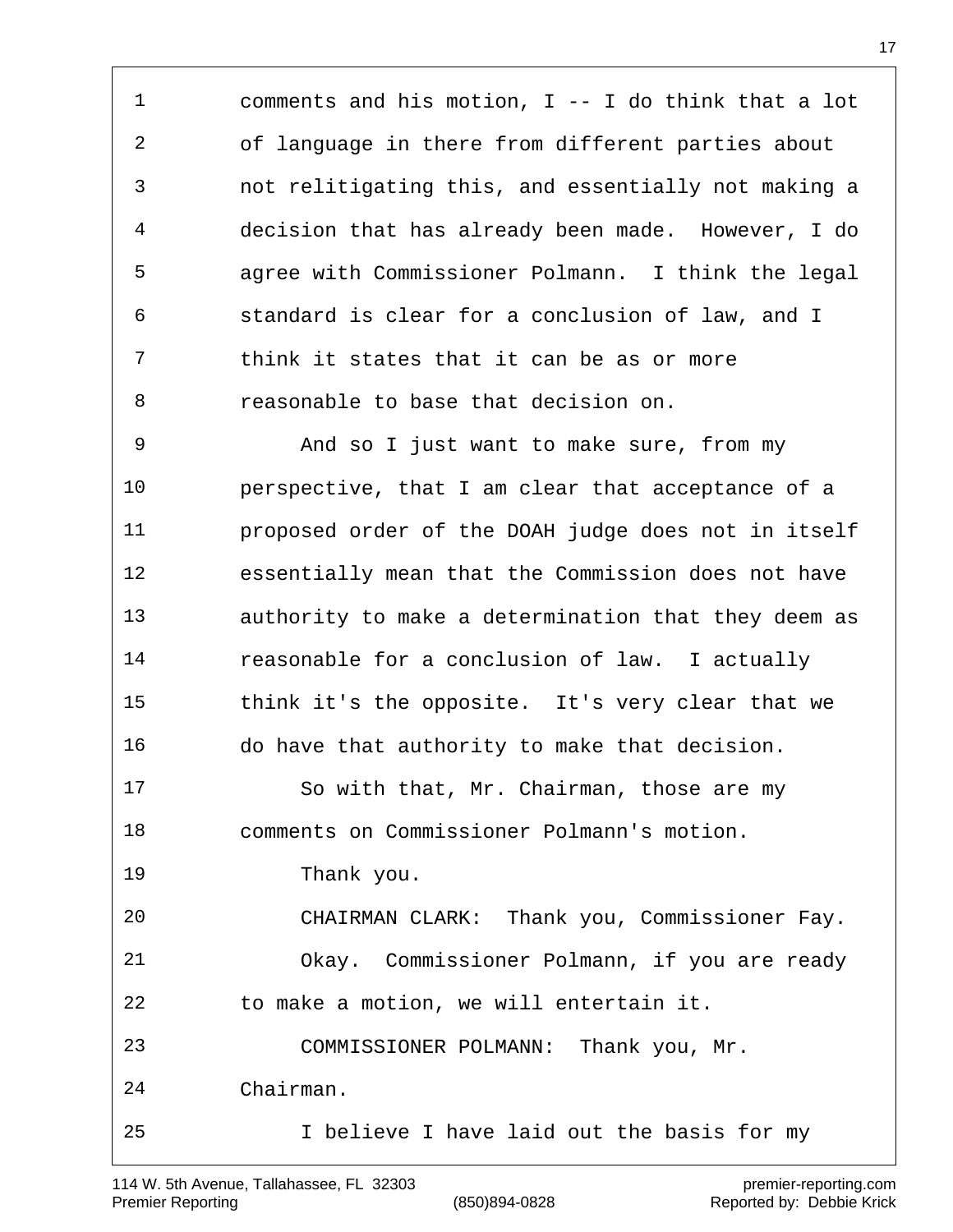comments and his motion, I -- I do think that a lot of language in there from different parties about not relitigating this, and essentially not making a decision that has already been made. However, I do agree with Commissioner Polmann. I think the legal standard is clear for a conclusion of law, and I think it states that it can be as or more reasonable to base that decision on.

And so I just want to make sure, from my perspective, that I am clear that acceptance of a proposed order of the DOAH judge does not in itself essentially mean that the Commission does not have authority to make a determination that they deem as reasonable for a conclusion of law. I actually think it's the opposite. It's very clear that we do have that authority to make that decision.

So with that, Mr. Chairman, those are my comments on Commissioner Polmann's motion.

Thank you.

CHAIRMAN CLARK: Thank you, Commissioner Fay.

Okay. Commissioner Polmann, if you are ready to make a motion, we will entertain it.

COMMISSIONER POLMANN: Thank you, Mr. Chairman.

I believe I have laid out the basis for my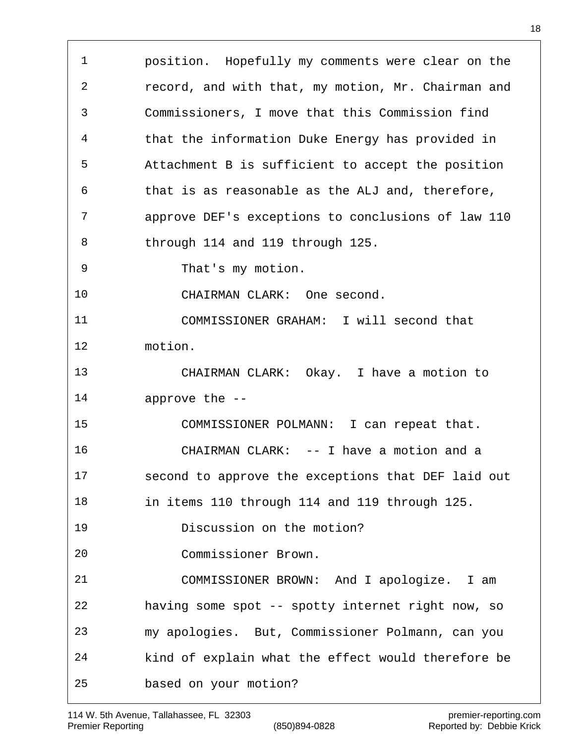position. Hopefully my comments were clear on the record, and with that, my motion, Mr. Chairman and Commissioners, I move that this Commission find that the information Duke Energy has provided in Attachment B is sufficient to accept the position that is as reasonable as the ALJ and, therefore, approve DEF's exceptions to conclusions of law 110 through 114 and 119 through 125.

That's my motion.

CHAIRMAN CLARK: One second.

COMMISSIONER GRAHAM: I will second that motion.

CHAIRMAN CLARK: Okay. I have a motion to approve the --

COMMISSIONER POLMANN: I can repeat that.

CHAIRMAN CLARK: -- I have a motion and a second to approve the exceptions that DEF laid out in items 110 through 114 and 119 through 125.

Discussion on the motion?

Commissioner Brown.

COMMISSIONER BROWN: And I apologize. I am having some spot -- spotty internet right now, so my apologies. But, Commissioner Polmann, can you kind of explain what the effect would therefore be based on your motion?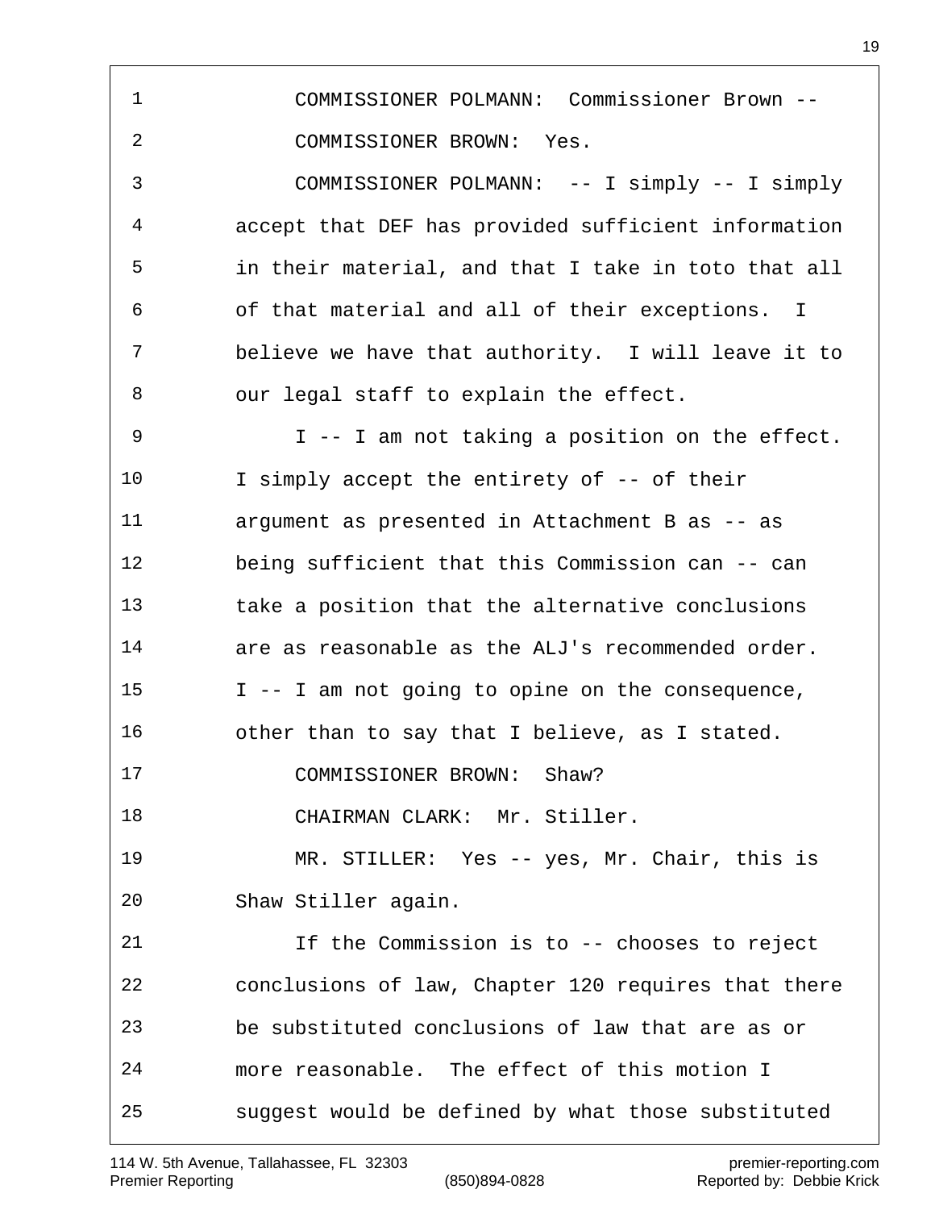COMMISSIONER POLMANN: Commissioner Brown --

COMMISSIONER BROWN: Yes.

COMMISSIONER POLMANN: -- I simply -- I simply accept that DEF has provided sufficient information in their material, and that I take in toto that all of that material and all of their exceptions. I believe we have that authority. I will leave it to our legal staff to explain the effect.

I -- I am not taking a position on the effect. I simply accept the entirety of -- of their argument as presented in Attachment B as -- as being sufficient that this Commission can -- can take a position that the alternative conclusions are as reasonable as the ALJ's recommended order. I -- I am not going to opine on the consequence, other than to say that I believe, as I stated.

COMMISSIONER BROWN: Shaw?

CHAIRMAN CLARK: Mr. Stiller.

MR. STILLER: Yes -- yes, Mr. Chair, this is Shaw Stiller again.

If the Commission is to -- chooses to reject conclusions of law, Chapter 120 requires that there be substituted conclusions of law that are as or more reasonable. The effect of this motion I suggest would be defined by what those substituted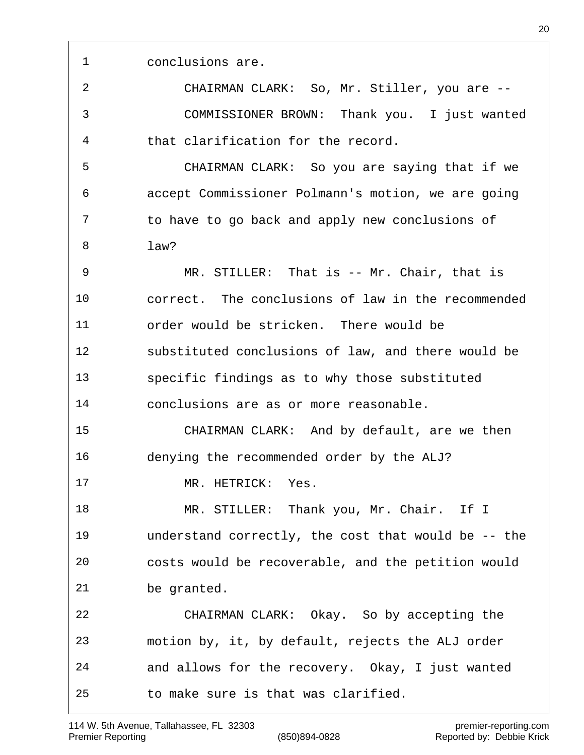conclusions are.

CHAIRMAN CLARK: So, Mr. Stiller, you are --

COMMISSIONER BROWN: Thank you. I just wanted that clarification for the record.

CHAIRMAN CLARK: So you are saying that if we accept Commissioner Polmann's motion, we are going to have to go back and apply new conclusions of law?

MR. STILLER: That is -- Mr. Chair, that is correct. The conclusions of law in the recommended order would be stricken. There would be substituted conclusions of law, and there would be specific findings as to why those substituted conclusions are as or more reasonable.

CHAIRMAN CLARK: And by default, are we then denying the recommended order by the ALJ?

MR. HETRICK: Yes.

MR. STILLER: Thank you, Mr. Chair. If I understand correctly, the cost that would be -- the costs would be recoverable, and the petition would be granted.

CHAIRMAN CLARK: Okay. So by accepting the motion by, it, by default, rejects the ALJ order and allows for the recovery. Okay, I just wanted to make sure is that was clarified.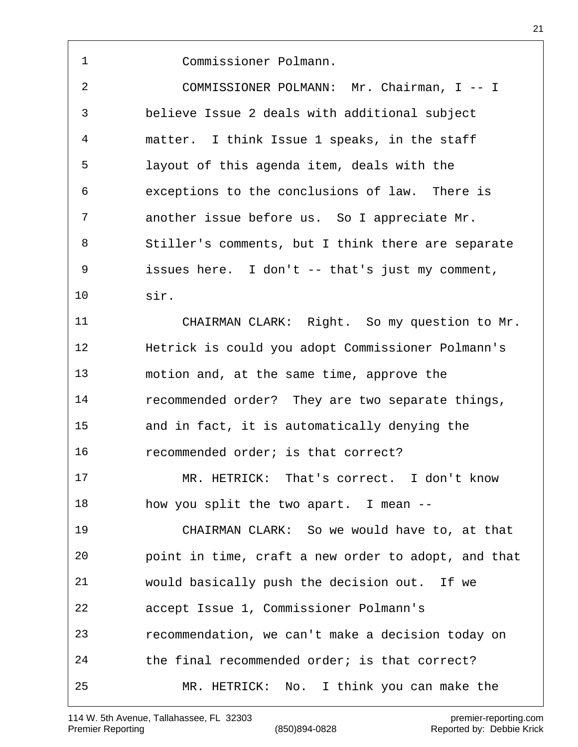Commissioner Polmann.

COMMISSIONER POLMANN: Mr. Chairman, I -- I believe Issue 2 deals with additional subject matter. I think Issue 1 speaks, in the staff layout of this agenda item, deals with the exceptions to the conclusions of law. There is another issue before us. So I appreciate Mr. Stiller's comments, but I think there are separate issues here. I don't -- that's just my comment, sir.

CHAIRMAN CLARK: Right. So my question to Mr. Hetrick is could you adopt Commissioner Polmann's motion and, at the same time, approve the recommended order? They are two separate things, and in fact, it is automatically denying the recommended order; is that correct?

MR. HETRICK: That's correct. I don't know how you split the two apart. I mean --

CHAIRMAN CLARK: So we would have to, at that point in time, craft a new order to adopt, and that would basically push the decision out. If we accept Issue 1, Commissioner Polmann's recommendation, we can't make a decision today on the final recommended order; is that correct?

MR. HETRICK: No. I think you can make the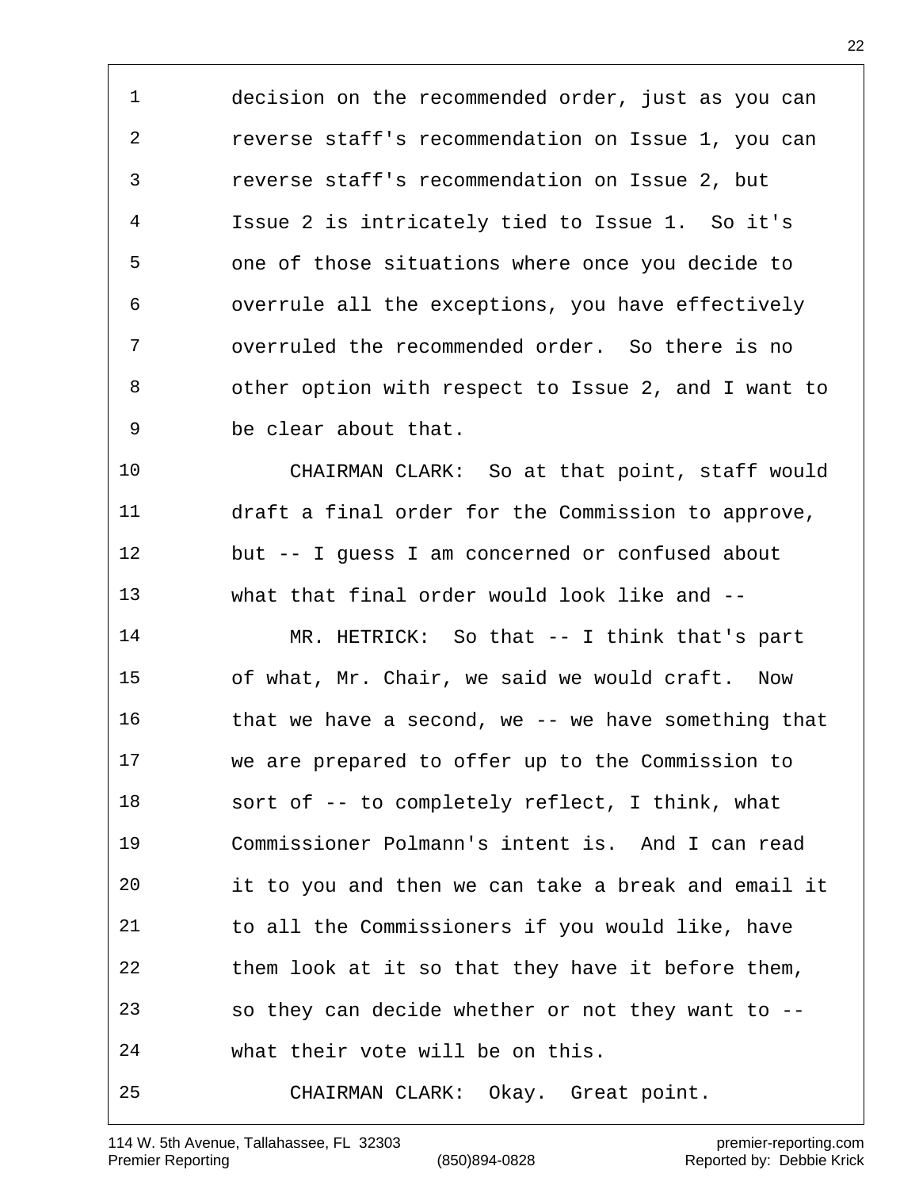decision on the recommended order, just as you can reverse staff's recommendation on Issue 1, you can reverse staff's recommendation on Issue 2, but Issue 2 is intricately tied to Issue 1. So it's one of those situations where once you decide to overrule all the exceptions, you have effectively overruled the recommended order. So there is no other option with respect to Issue 2, and I want to be clear about that.

CHAIRMAN CLARK: So at that point, staff would draft a final order for the Commission to approve, but -- I guess I am concerned or confused about what that final order would look like and --

MR. HETRICK: So that -- I think that's part of what, Mr. Chair, we said we would craft. Now that we have a second, we -- we have something that we are prepared to offer up to the Commission to sort of -- to completely reflect, I think, what Commissioner Polmann's intent is. And I can read it to you and then we can take a break and email it to all the Commissioners if you would like, have them look at it so that they have it before them, so they can decide whether or not they want to -- what their vote will be on this.

CHAIRMAN CLARK: Okay. Great point.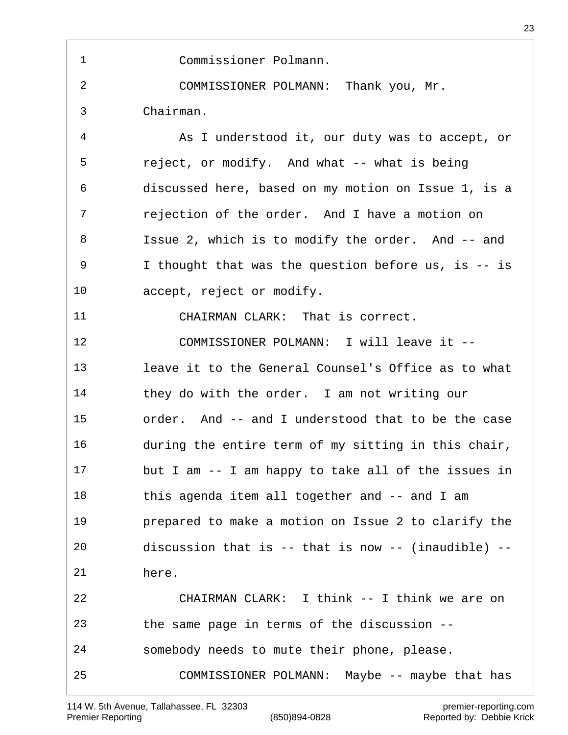Commissioner Polmann.

COMMISSIONER POLMANN: Thank you, Mr. Chairman.

As I understood it, our duty was to accept, or reject, or modify. And what -- what is being discussed here, based on my motion on Issue 1, is a rejection of the order. And I have a motion on Issue 2, which is to modify the order. And -- and I thought that was the question before us, is -- is accept, reject or modify.

CHAIRMAN CLARK: That is correct.

COMMISSIONER POLMANN: I will leave it -- leave it to the General Counsel's Office as to what they do with the order. I am not writing our order. And -- and I understood that to be the case during the entire term of my sitting in this chair, but I am -- I am happy to take all of the issues in this agenda item all together and -- and I am prepared to make a motion on Issue 2 to clarify the discussion that is -- that is now -- (inaudible) -- here.

CHAIRMAN CLARK: I think -- I think we are on the same page in terms of the discussion -- somebody needs to mute their phone, please.

COMMISSIONER POLMANN: Maybe -- maybe that has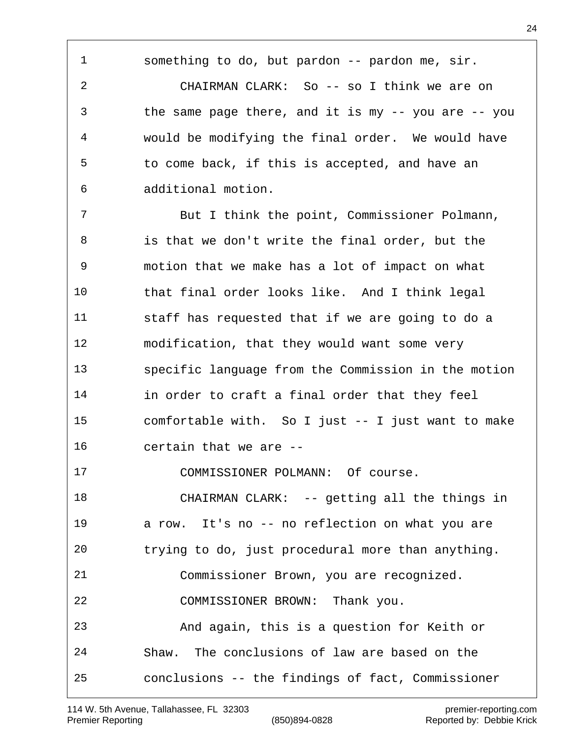something to do, but pardon -- pardon me, sir.

CHAIRMAN CLARK: So -- so I think we are on the same page there, and it is my -- you are -- you would be modifying the final order. We would have to come back, if this is accepted, and have an additional motion.

But I think the point, Commissioner Polmann, is that we don't write the final order, but the motion that we make has a lot of impact on what that final order looks like. And I think legal staff has requested that if we are going to do a modification, that they would want some very specific language from the Commission in the motion in order to craft a final order that they feel comfortable with. So I just -- I just want to make certain that we are --

COMMISSIONER POLMANN: Of course.

CHAIRMAN CLARK: -- getting all the things in a row. It's no -- no reflection on what you are trying to do, just procedural more than anything.

Commissioner Brown, you are recognized.

COMMISSIONER BROWN: Thank you.

And again, this is a question for Keith or Shaw. The conclusions of law are based on the conclusions -- the findings of fact, Commissioner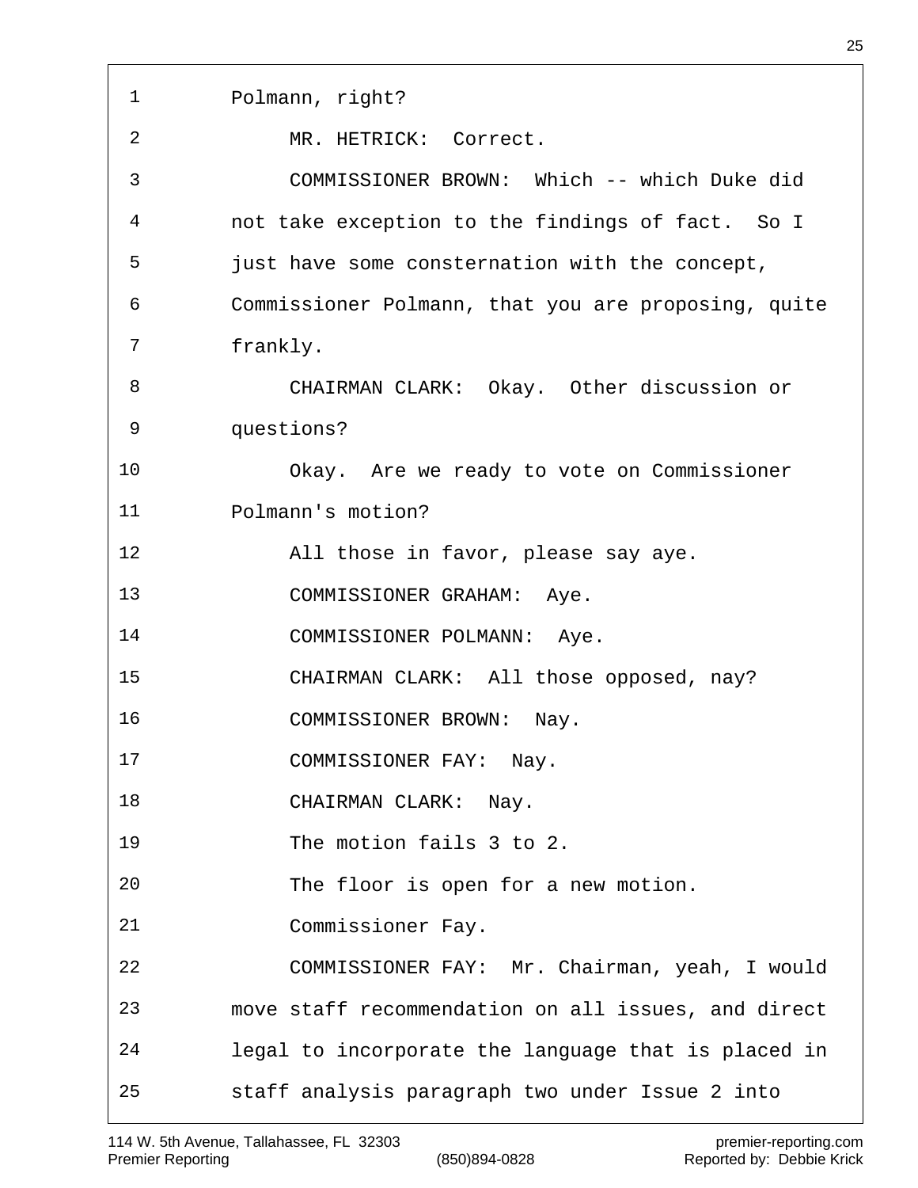Polmann, right?

MR. HETRICK: Correct.

COMMISSIONER BROWN: Which -- which Duke did not take exception to the findings of fact. So I just have some consternation with the concept, Commissioner Polmann, that you are proposing, quite frankly.

CHAIRMAN CLARK: Okay. Other discussion or questions?

Okay. Are we ready to vote on Commissioner Polmann's motion?

All those in favor, please say aye.

COMMISSIONER GRAHAM: Aye.

COMMISSIONER POLMANN: Aye.

CHAIRMAN CLARK: All those opposed, nay?

COMMISSIONER BROWN: Nay.

COMMISSIONER FAY: Nay.

CHAIRMAN CLARK: Nay.

The motion fails 3 to 2.

The floor is open for a new motion.

Commissioner Fay.

COMMISSIONER FAY: Mr. Chairman, yeah, I would move staff recommendation on all issues, and direct legal to incorporate the language that is placed in staff analysis paragraph two under Issue 2 into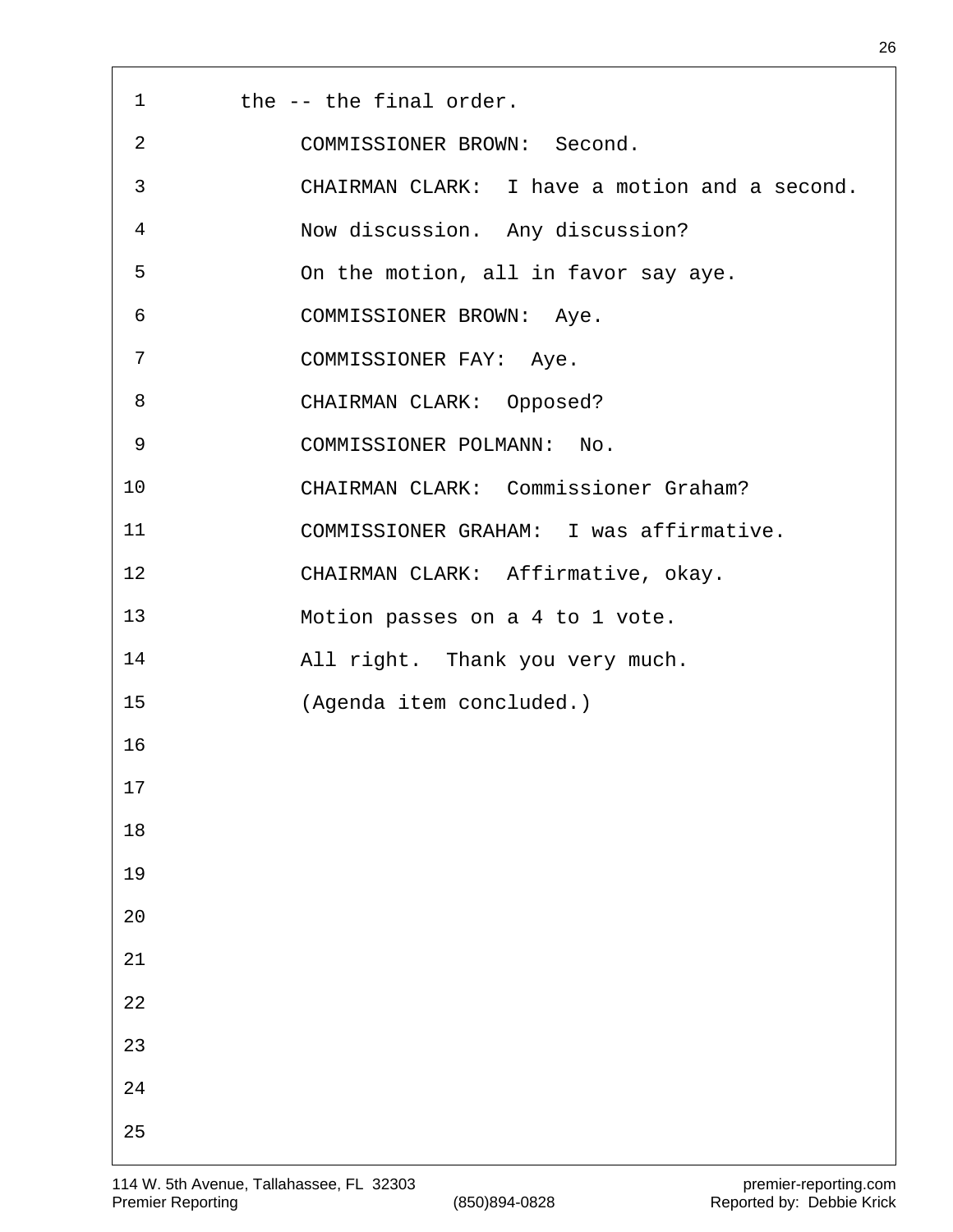the -- the final order.

COMMISSIONER BROWN: Second.

CHAIRMAN CLARK: I have a motion and a second. Now discussion. Any discussion?

On the motion, all in favor say aye.

COMMISSIONER BROWN: Aye.

COMMISSIONER FAY: Aye.

CHAIRMAN CLARK: Opposed?

COMMISSIONER POLMANN: No.

CHAIRMAN CLARK: Commissioner Graham?

COMMISSIONER GRAHAM: I was affirmative.

CHAIRMAN CLARK: Affirmative, okay.

Motion passes on a 4 to 1 vote.

All right. Thank you very much.

(Agenda item concluded.)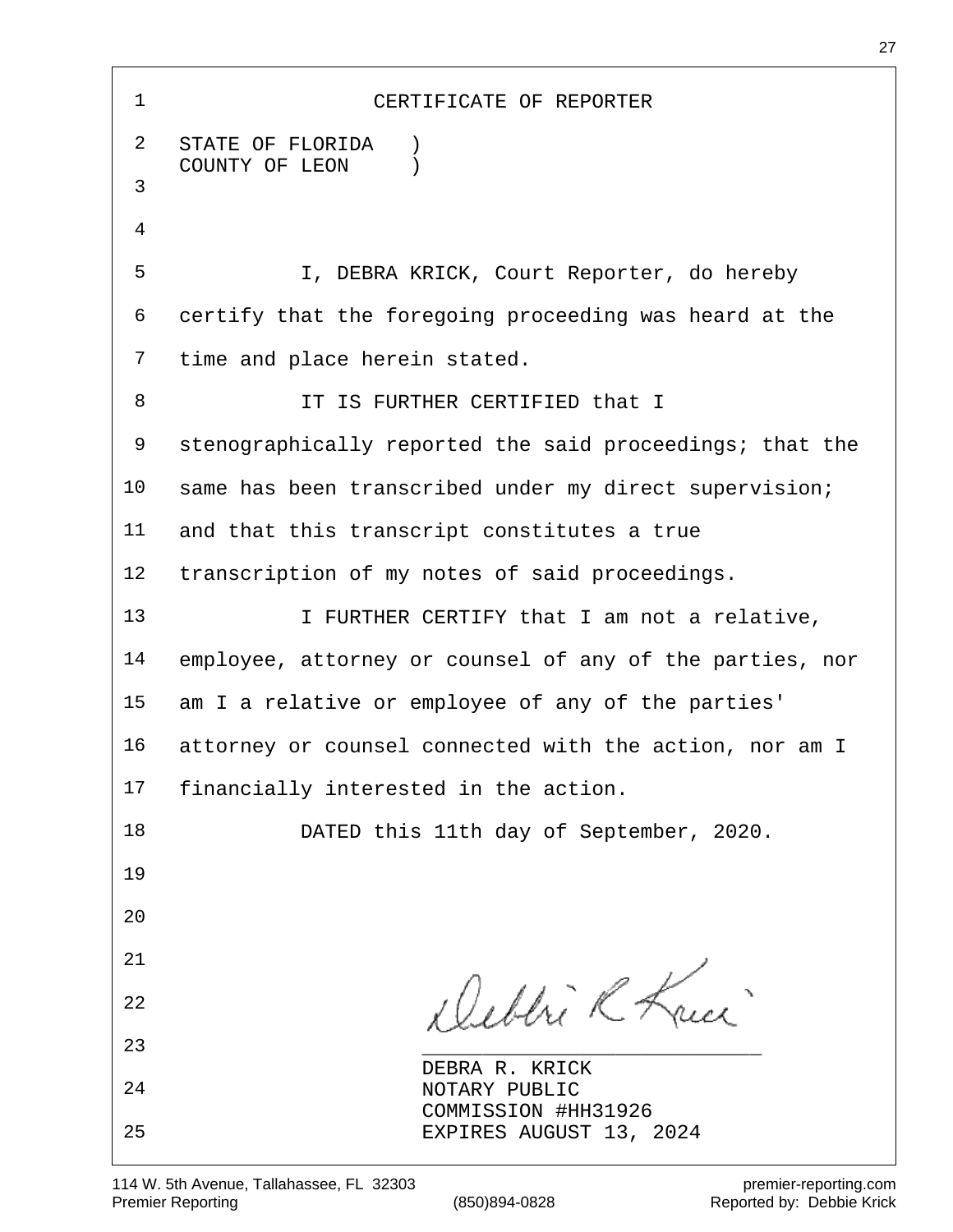# CERTIFICATE OF REPORTER

STATE OF FLORIDA )
COUNTY OF LEON )

I, DEBRA KRICK, Court Reporter, do hereby certify that the foregoing proceeding was heard at the time and place herein stated.

IT IS FURTHER CERTIFIED that I stenographically reported the said proceedings; that the same has been transcribed under my direct supervision; and that this transcript constitutes a true transcription of my notes of said proceedings.

I FURTHER CERTIFY that I am not a relative, employee, attorney or counsel of any of the parties, nor am I a relative or employee of any of the parties' attorney or counsel connected with the action, nor am I financially interested in the action.

DATED this 11th day of September, 2020.

Debbie R Krick

\_\_\_\_\_\_\_\_\_\_\_\_\_\_\_\_\_\_\_\_\_\_\_\_\_\_\_\_
DEBRA R. KRICK
NOTARY PUBLIC
COMMISSION #HH31926
EXPIRES AUGUST 13, 2024